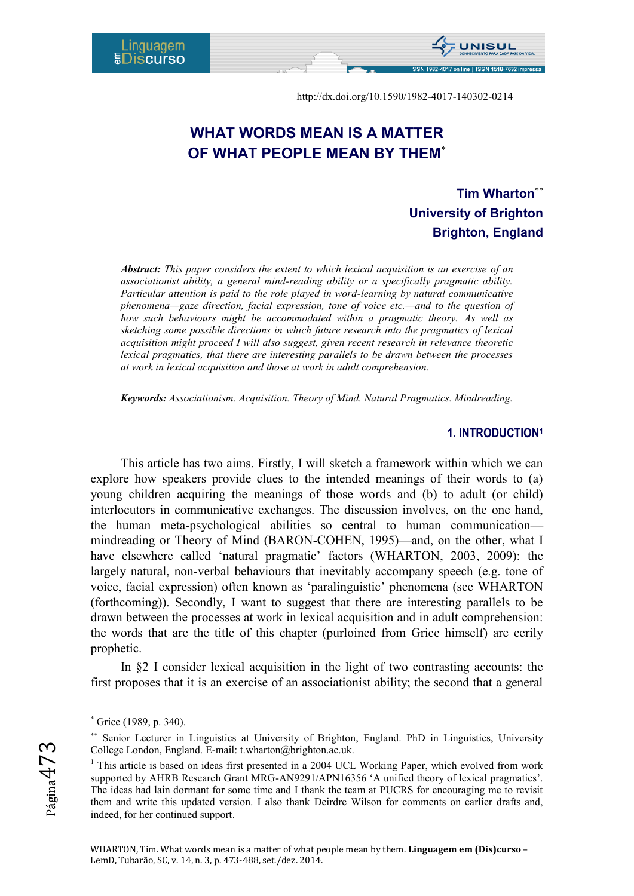http://dx.doi.org/10.1590/1982-4017-140302-0214

# WHAT WORDS MEAN IS A MATTER OF WHAT PEOPLE MEAN BY THEM[*]

**Tim Wharton**[**]
**University of Brighton**
**Brighton, England**

***Abstract:*** *This paper considers the extent to which lexical acquisition is an exercise of an associationist ability, a general mind-reading ability or a specifically pragmatic ability. Particular attention is paid to the role played in word-learning by natural communicative phenomena—gaze direction, facial expression, tone of voice etc.—and to the question of how such behaviours might be accommodated within a pragmatic theory. As well as sketching some possible directions in which future research into the pragmatics of lexical acquisition might proceed I will also suggest, given recent research in relevance theoretic lexical pragmatics, that there are interesting parallels to be drawn between the processes at work in lexical acquisition and those at work in adult comprehension.*

***Keywords:*** *Associationism. Acquisition. Theory of Mind. Natural Pragmatics. Mindreading.*

## 1. INTRODUCTION[1]

This article has two aims. Firstly, I will sketch a framework within which we can explore how speakers provide clues to the intended meanings of their words to (a) young children acquiring the meanings of those words and (b) to adult (or child) interlocutors in communicative exchanges. The discussion involves, on the one hand, the human meta-psychological abilities so central to human communication—mindreading or Theory of Mind (BARON-COHEN, 1995)—and, on the other, what I have elsewhere called 'natural pragmatic' factors (WHARTON, 2003, 2009): the largely natural, non-verbal behaviours that inevitably accompany speech (e.g. tone of voice, facial expression) often known as 'paralinguistic' phenomena (see WHARTON (forthcoming)). Secondly, I want to suggest that there are interesting parallels to be drawn between the processes at work in lexical acquisition and in adult comprehension: the words that are the title of this chapter (purloined from Grice himself) are eerily prophetic.

In §2 I consider lexical acquisition in the light of two contrasting accounts: the first proposes that it is an exercise of an associationist ability; the second that a general

---

[*] Grice (1989, p. 340).

[**] Senior Lecturer in Linguistics at University of Brighton, England. PhD in Linguistics, University College London, England. E-mail: t.wharton@brighton.ac.uk.

[1] This article is based on ideas first presented in a 2004 UCL Working Paper, which evolved from work supported by AHRB Research Grant MRG-AN9291/APN16356 'A unified theory of lexical pragmatics'. The ideas had lain dormant for some time and I thank the team at PUCRS for encouraging me to revisit them and write this updated version. I also thank Deirdre Wilson for comments on earlier drafts and, indeed, for her continued support.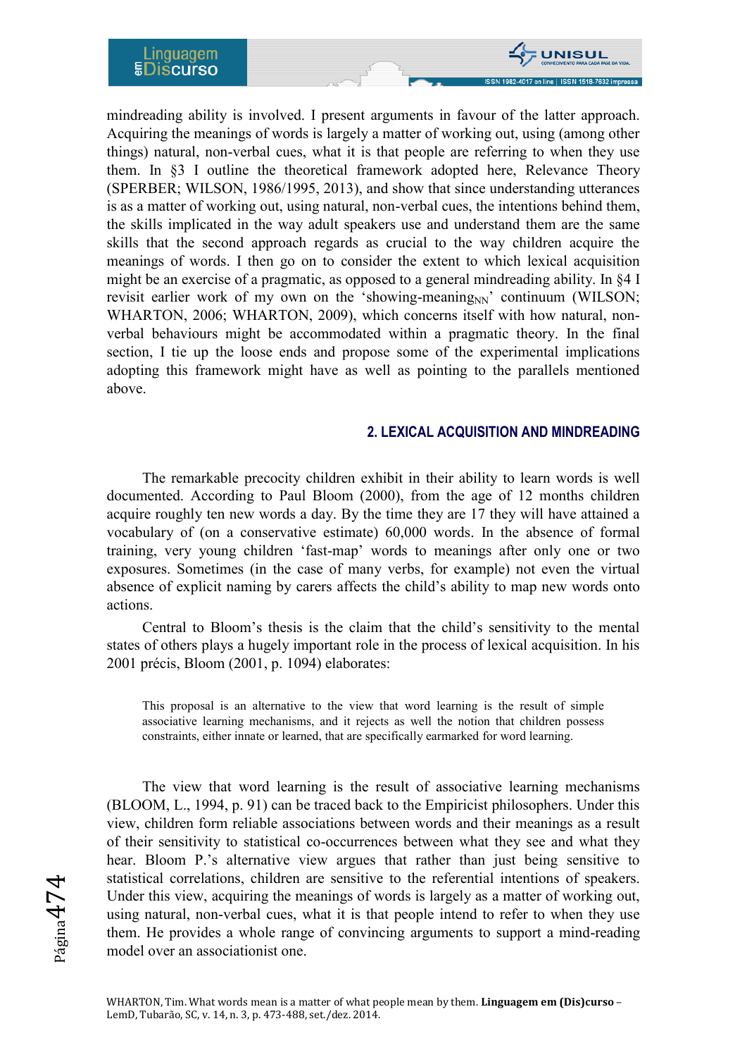mindreading ability is involved. I present arguments in favour of the latter approach. Acquiring the meanings of words is largely a matter of working out, using (among other things) natural, non-verbal cues, what it is that people are referring to when they use them. In §3 I outline the theoretical framework adopted here, Relevance Theory (SPERBER; WILSON, 1986/1995, 2013), and show that since understanding utterances is as a matter of working out, using natural, non-verbal cues, the intentions behind them, the skills implicated in the way adult speakers use and understand them are the same skills that the second approach regards as crucial to the way children acquire the meanings of words. I then go on to consider the extent to which lexical acquisition might be an exercise of a pragmatic, as opposed to a general mindreading ability. In §4 I revisit earlier work of my own on the 'showing-meaning$_{NN}$' continuum (WILSON; WHARTON, 2006; WHARTON, 2009), which concerns itself with how natural, non-verbal behaviours might be accommodated within a pragmatic theory. In the final section, I tie up the loose ends and propose some of the experimental implications adopting this framework might have as well as pointing to the parallels mentioned above.

## 2. LEXICAL ACQUISITION AND MINDREADING

The remarkable precocity children exhibit in their ability to learn words is well documented. According to Paul Bloom (2000), from the age of 12 months children acquire roughly ten new words a day. By the time they are 17 they will have attained a vocabulary of (on a conservative estimate) 60,000 words. In the absence of formal training, very young children 'fast-map' words to meanings after only one or two exposures. Sometimes (in the case of many verbs, for example) not even the virtual absence of explicit naming by carers affects the child's ability to map new words onto actions.

Central to Bloom's thesis is the claim that the child's sensitivity to the mental states of others plays a hugely important role in the process of lexical acquisition. In his 2001 précis, Bloom (2001, p. 1094) elaborates:

> This proposal is an alternative to the view that word learning is the result of simple associative learning mechanisms, and it rejects as well the notion that children possess constraints, either innate or learned, that are specifically earmarked for word learning.

The view that word learning is the result of associative learning mechanisms (BLOOM, L., 1994, p. 91) can be traced back to the Empiricist philosophers. Under this view, children form reliable associations between words and their meanings as a result of their sensitivity to statistical co-occurrences between what they see and what they hear. Bloom P.'s alternative view argues that rather than just being sensitive to statistical correlations, children are sensitive to the referential intentions of speakers. Under this view, acquiring the meanings of words is largely as a matter of working out, using natural, non-verbal cues, what it is that people intend to refer to when they use them. He provides a whole range of convincing arguments to support a mind-reading model over an associationist one.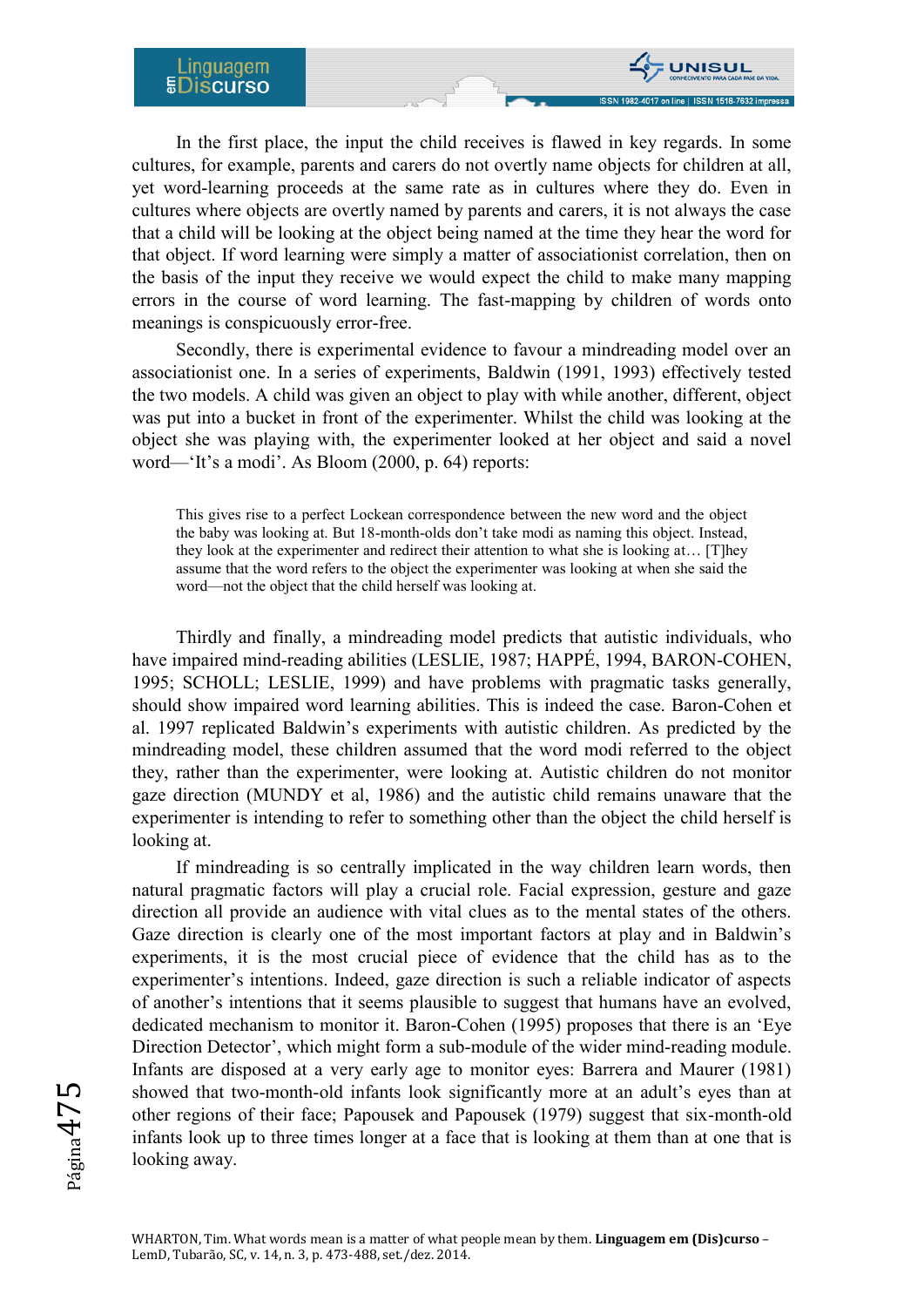In the first place, the input the child receives is flawed in key regards. In some cultures, for example, parents and carers do not overtly name objects for children at all, yet word-learning proceeds at the same rate as in cultures where they do. Even in cultures where objects are overtly named by parents and carers, it is not always the case that a child will be looking at the object being named at the time they hear the word for that object. If word learning were simply a matter of associationist correlation, then on the basis of the input they receive we would expect the child to make many mapping errors in the course of word learning. The fast-mapping by children of words onto meanings is conspicuously error-free.

Secondly, there is experimental evidence to favour a mindreading model over an associationist one. In a series of experiments, Baldwin (1991, 1993) effectively tested the two models. A child was given an object to play with while another, different, object was put into a bucket in front of the experimenter. Whilst the child was looking at the object she was playing with, the experimenter looked at her object and said a novel word—'It's a modi'. As Bloom (2000, p. 64) reports:

> This gives rise to a perfect Lockean correspondence between the new word and the object the baby was looking at. But 18-month-olds don't take modi as naming this object. Instead, they look at the experimenter and redirect their attention to what she is looking at… [T]hey assume that the word refers to the object the experimenter was looking at when she said the word—not the object that the child herself was looking at.

Thirdly and finally, a mindreading model predicts that autistic individuals, who have impaired mind-reading abilities (LESLIE, 1987; HAPPÉ, 1994, BARON-COHEN, 1995; SCHOLL; LESLIE, 1999) and have problems with pragmatic tasks generally, should show impaired word learning abilities. This is indeed the case. Baron-Cohen et al. 1997 replicated Baldwin's experiments with autistic children. As predicted by the mindreading model, these children assumed that the word modi referred to the object they, rather than the experimenter, were looking at. Autistic children do not monitor gaze direction (MUNDY et al, 1986) and the autistic child remains unaware that the experimenter is intending to refer to something other than the object the child herself is looking at.

If mindreading is so centrally implicated in the way children learn words, then natural pragmatic factors will play a crucial role. Facial expression, gesture and gaze direction all provide an audience with vital clues as to the mental states of the others. Gaze direction is clearly one of the most important factors at play and in Baldwin's experiments, it is the most crucial piece of evidence that the child has as to the experimenter's intentions. Indeed, gaze direction is such a reliable indicator of aspects of another's intentions that it seems plausible to suggest that humans have an evolved, dedicated mechanism to monitor it. Baron-Cohen (1995) proposes that there is an 'Eye Direction Detector', which might form a sub-module of the wider mind-reading module. Infants are disposed at a very early age to monitor eyes: Barrera and Maurer (1981) showed that two-month-old infants look significantly more at an adult's eyes than at other regions of their face; Papousek and Papousek (1979) suggest that six-month-old infants look up to three times longer at a face that is looking at them than at one that is looking away.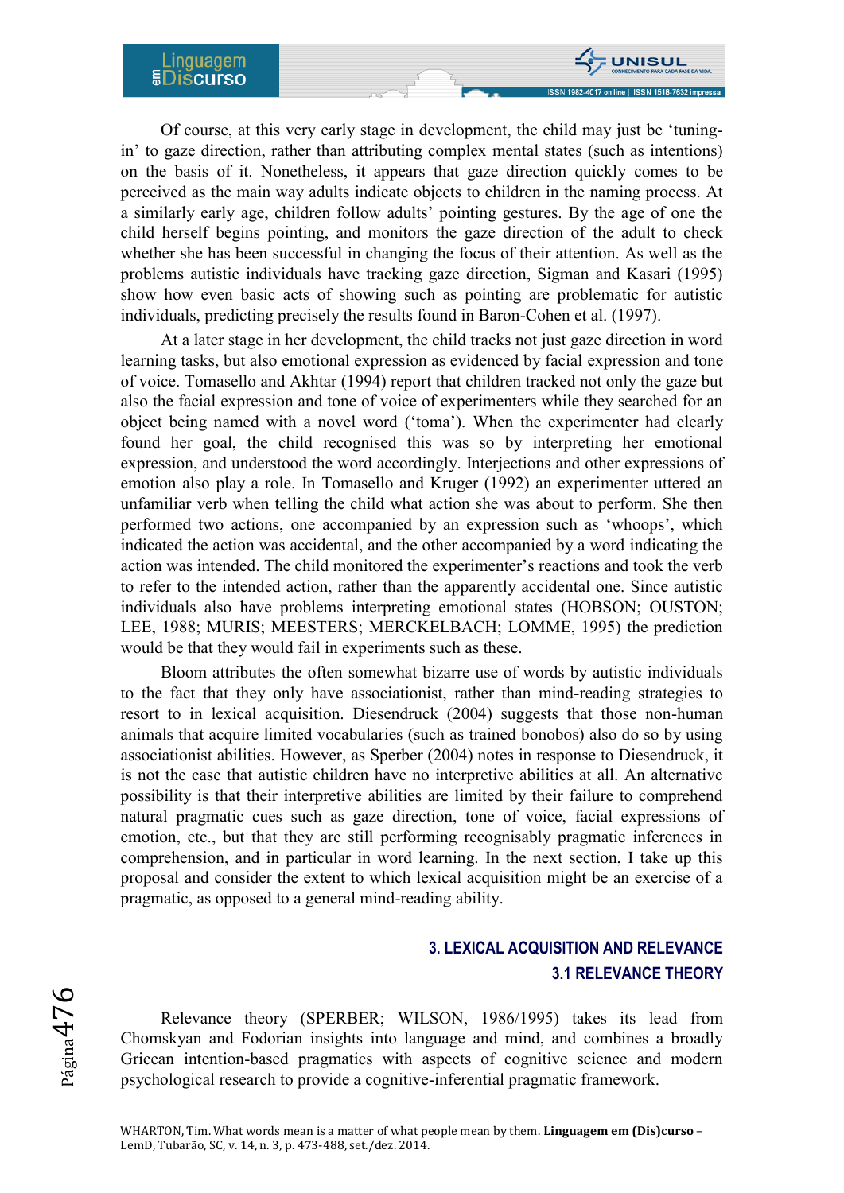Of course, at this very early stage in development, the child may just be 'tuning-in' to gaze direction, rather than attributing complex mental states (such as intentions) on the basis of it. Nonetheless, it appears that gaze direction quickly comes to be perceived as the main way adults indicate objects to children in the naming process. At a similarly early age, children follow adults' pointing gestures. By the age of one the child herself begins pointing, and monitors the gaze direction of the adult to check whether she has been successful in changing the focus of their attention. As well as the problems autistic individuals have tracking gaze direction, Sigman and Kasari (1995) show how even basic acts of showing such as pointing are problematic for autistic individuals, predicting precisely the results found in Baron-Cohen et al. (1997).

At a later stage in her development, the child tracks not just gaze direction in word learning tasks, but also emotional expression as evidenced by facial expression and tone of voice. Tomasello and Akhtar (1994) report that children tracked not only the gaze but also the facial expression and tone of voice of experimenters while they searched for an object being named with a novel word ('toma'). When the experimenter had clearly found her goal, the child recognised this was so by interpreting her emotional expression, and understood the word accordingly. Interjections and other expressions of emotion also play a role. In Tomasello and Kruger (1992) an experimenter uttered an unfamiliar verb when telling the child what action she was about to perform. She then performed two actions, one accompanied by an expression such as 'whoops', which indicated the action was accidental, and the other accompanied by a word indicating the action was intended. The child monitored the experimenter's reactions and took the verb to refer to the intended action, rather than the apparently accidental one. Since autistic individuals also have problems interpreting emotional states (HOBSON; OUSTON; LEE, 1988; MURIS; MEESTERS; MERCKELBACH; LOMME, 1995) the prediction would be that they would fail in experiments such as these.

Bloom attributes the often somewhat bizarre use of words by autistic individuals to the fact that they only have associationist, rather than mind-reading strategies to resort to in lexical acquisition. Diesendruck (2004) suggests that those non-human animals that acquire limited vocabularies (such as trained bonobos) also do so by using associationist abilities. However, as Sperber (2004) notes in response to Diesendruck, it is not the case that autistic children have no interpretive abilities at all. An alternative possibility is that their interpretive abilities are limited by their failure to comprehend natural pragmatic cues such as gaze direction, tone of voice, facial expressions of emotion, etc., but that they are still performing recognisably pragmatic inferences in comprehension, and in particular in word learning. In the next section, I take up this proposal and consider the extent to which lexical acquisition might be an exercise of a pragmatic, as opposed to a general mind-reading ability.

## 3. LEXICAL ACQUISITION AND RELEVANCE

### 3.1 RELEVANCE THEORY

Relevance theory (SPERBER; WILSON, 1986/1995) takes its lead from Chomskyan and Fodorian insights into language and mind, and combines a broadly Gricean intention-based pragmatics with aspects of cognitive science and modern psychological research to provide a cognitive-inferential pragmatic framework.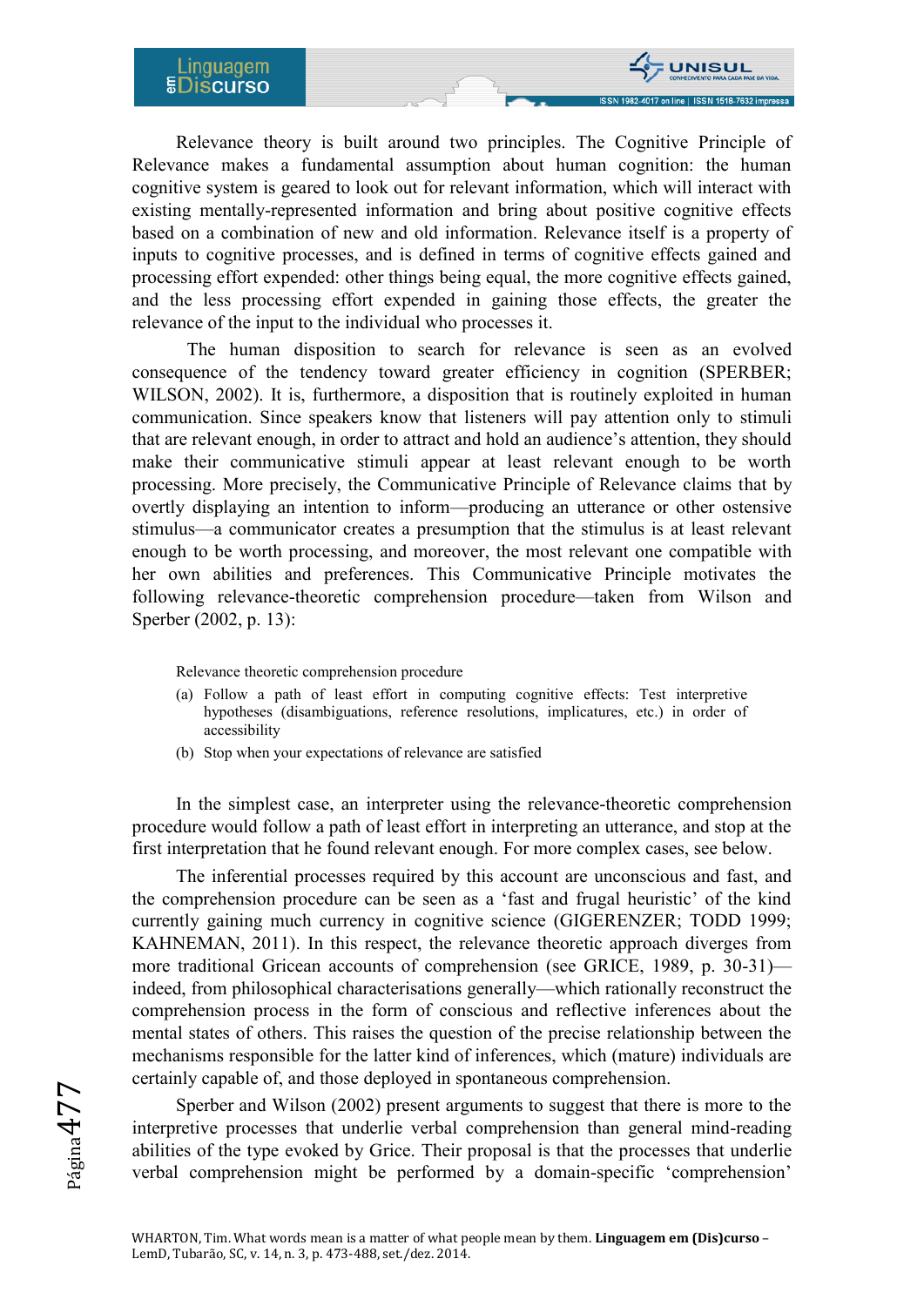Relevance theory is built around two principles. The Cognitive Principle of Relevance makes a fundamental assumption about human cognition: the human cognitive system is geared to look out for relevant information, which will interact with existing mentally-represented information and bring about positive cognitive effects based on a combination of new and old information. Relevance itself is a property of inputs to cognitive processes, and is defined in terms of cognitive effects gained and processing effort expended: other things being equal, the more cognitive effects gained, and the less processing effort expended in gaining those effects, the greater the relevance of the input to the individual who processes it.

The human disposition to search for relevance is seen as an evolved consequence of the tendency toward greater efficiency in cognition (SPERBER; WILSON, 2002). It is, furthermore, a disposition that is routinely exploited in human communication. Since speakers know that listeners will pay attention only to stimuli that are relevant enough, in order to attract and hold an audience's attention, they should make their communicative stimuli appear at least relevant enough to be worth processing. More precisely, the Communicative Principle of Relevance claims that by overtly displaying an intention to inform—producing an utterance or other ostensive stimulus—a communicator creates a presumption that the stimulus is at least relevant enough to be worth processing, and moreover, the most relevant one compatible with her own abilities and preferences. This Communicative Principle motivates the following relevance-theoretic comprehension procedure—taken from Wilson and Sperber (2002, p. 13):

> Relevance theoretic comprehension procedure
>
> (a) Follow a path of least effort in computing cognitive effects: Test interpretive hypotheses (disambiguations, reference resolutions, implicatures, etc.) in order of accessibility
>
> (b) Stop when your expectations of relevance are satisfied

In the simplest case, an interpreter using the relevance-theoretic comprehension procedure would follow a path of least effort in interpreting an utterance, and stop at the first interpretation that he found relevant enough. For more complex cases, see below.

The inferential processes required by this account are unconscious and fast, and the comprehension procedure can be seen as a 'fast and frugal heuristic' of the kind currently gaining much currency in cognitive science (GIGERENZER; TODD 1999; KAHNEMAN, 2011). In this respect, the relevance theoretic approach diverges from more traditional Gricean accounts of comprehension (see GRICE, 1989, p. 30-31)—indeed, from philosophical characterisations generally—which rationally reconstruct the comprehension process in the form of conscious and reflective inferences about the mental states of others. This raises the question of the precise relationship between the mechanisms responsible for the latter kind of inferences, which (mature) individuals are certainly capable of, and those deployed in spontaneous comprehension.

Sperber and Wilson (2002) present arguments to suggest that there is more to the interpretive processes that underlie verbal comprehension than general mind-reading abilities of the type evoked by Grice. Their proposal is that the processes that underlie verbal comprehension might be performed by a domain-specific 'comprehension'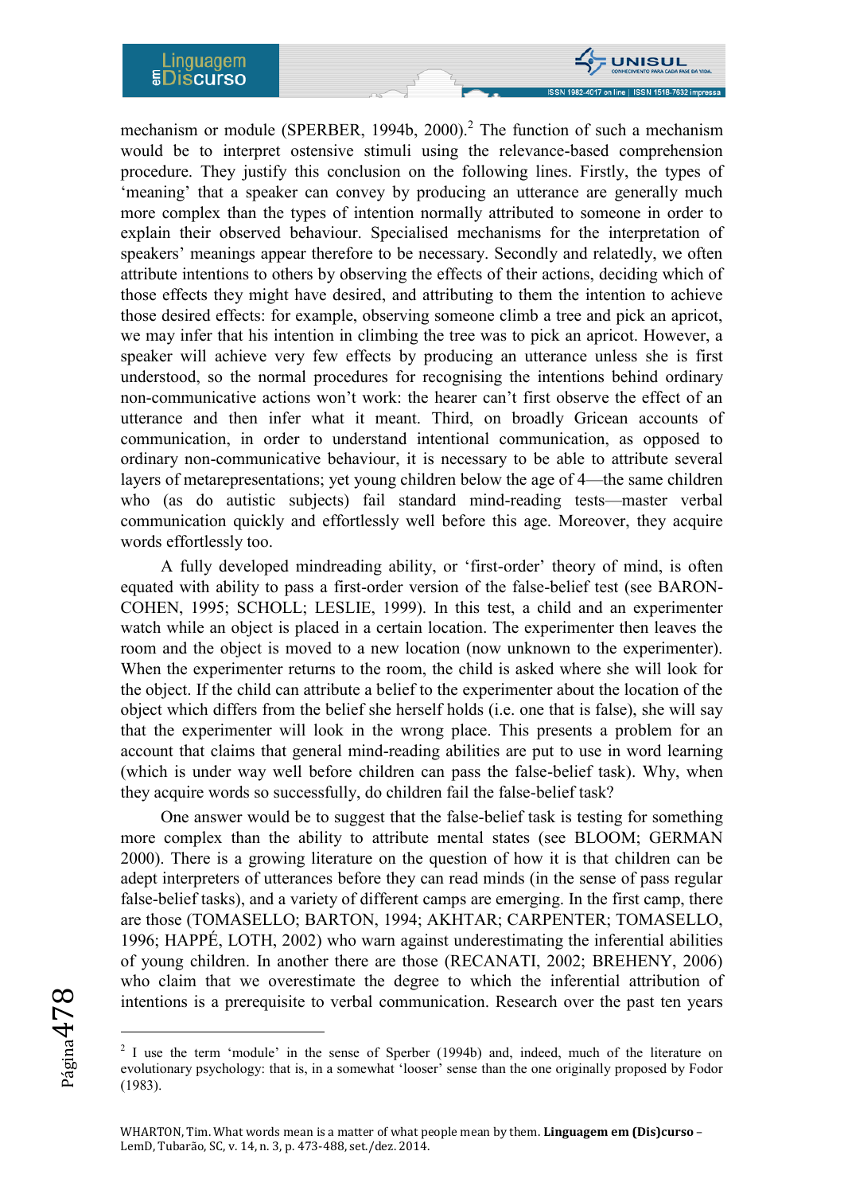mechanism or module (SPERBER, 1994b, 2000).[2] The function of such a mechanism would be to interpret ostensive stimuli using the relevance-based comprehension procedure. They justify this conclusion on the following lines. Firstly, the types of 'meaning' that a speaker can convey by producing an utterance are generally much more complex than the types of intention normally attributed to someone in order to explain their observed behaviour. Specialised mechanisms for the interpretation of speakers' meanings appear therefore to be necessary. Secondly and relatedly, we often attribute intentions to others by observing the effects of their actions, deciding which of those effects they might have desired, and attributing to them the intention to achieve those desired effects: for example, observing someone climb a tree and pick an apricot, we may infer that his intention in climbing the tree was to pick an apricot. However, a speaker will achieve very few effects by producing an utterance unless she is first understood, so the normal procedures for recognising the intentions behind ordinary non-communicative actions won't work: the hearer can't first observe the effect of an utterance and then infer what it meant. Third, on broadly Gricean accounts of communication, in order to understand intentional communication, as opposed to ordinary non-communicative behaviour, it is necessary to be able to attribute several layers of metarepresentations; yet young children below the age of 4—the same children who (as do autistic subjects) fail standard mind-reading tests—master verbal communication quickly and effortlessly well before this age. Moreover, they acquire words effortlessly too.

A fully developed mindreading ability, or 'first-order' theory of mind, is often equated with ability to pass a first-order version of the false-belief test (see BARON-COHEN, 1995; SCHOLL; LESLIE, 1999). In this test, a child and an experimenter watch while an object is placed in a certain location. The experimenter then leaves the room and the object is moved to a new location (now unknown to the experimenter). When the experimenter returns to the room, the child is asked where she will look for the object. If the child can attribute a belief to the experimenter about the location of the object which differs from the belief she herself holds (i.e. one that is false), she will say that the experimenter will look in the wrong place. This presents a problem for an account that claims that general mind-reading abilities are put to use in word learning (which is under way well before children can pass the false-belief task). Why, when they acquire words so successfully, do children fail the false-belief task?

One answer would be to suggest that the false-belief task is testing for something more complex than the ability to attribute mental states (see BLOOM; GERMAN 2000). There is a growing literature on the question of how it is that children can be adept interpreters of utterances before they can read minds (in the sense of pass regular false-belief tasks), and a variety of different camps are emerging. In the first camp, there are those (TOMASELLO; BARTON, 1994; AKHTAR; CARPENTER; TOMASELLO, 1996; HAPPÉ, LOTH, 2002) who warn against underestimating the inferential abilities of young children. In another there are those (RECANATI, 2002; BREHENY, 2006) who claim that we overestimate the degree to which the inferential attribution of intentions is a prerequisite to verbal communication. Research over the past ten years

---

[2] I use the term 'module' in the sense of Sperber (1994b) and, indeed, much of the literature on evolutionary psychology: that is, in a somewhat 'looser' sense than the one originally proposed by Fodor (1983).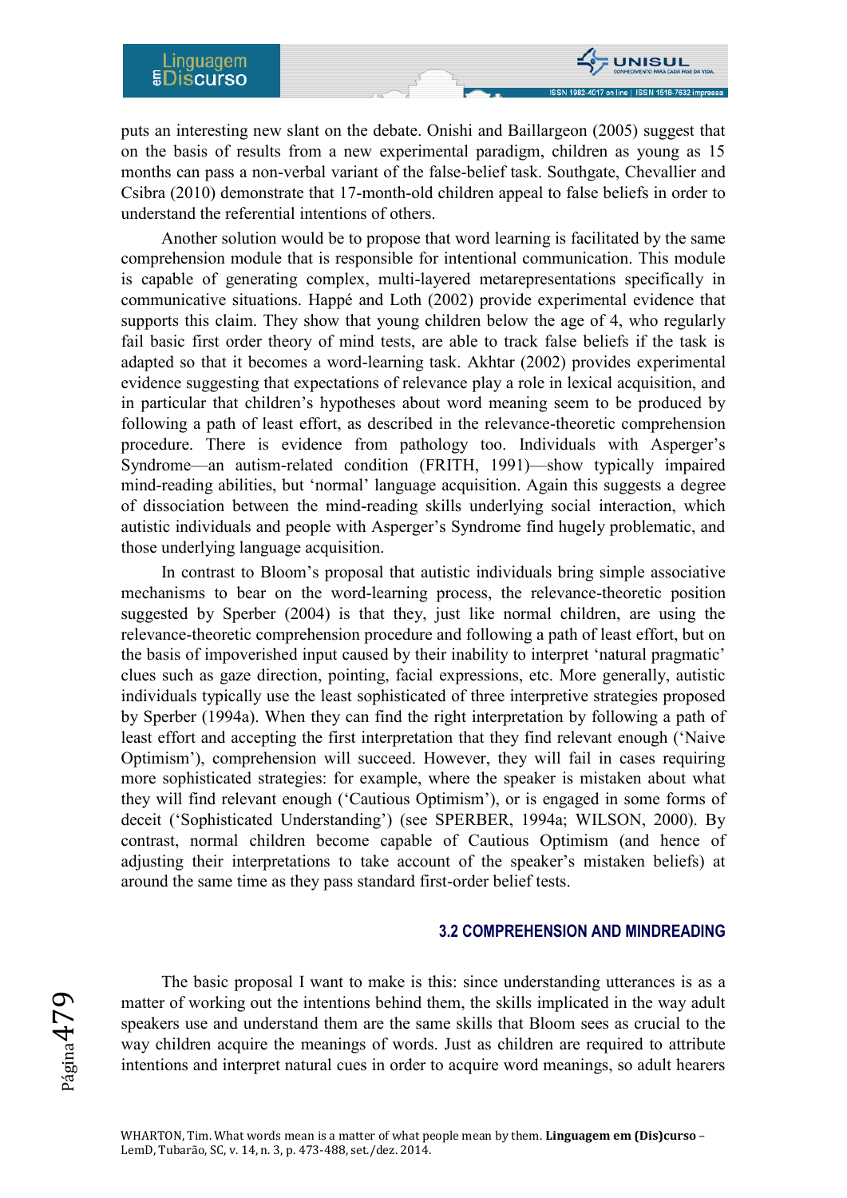puts an interesting new slant on the debate. Onishi and Baillargeon (2005) suggest that on the basis of results from a new experimental paradigm, children as young as 15 months can pass a non-verbal variant of the false-belief task. Southgate, Chevallier and Csibra (2010) demonstrate that 17-month-old children appeal to false beliefs in order to understand the referential intentions of others.

Another solution would be to propose that word learning is facilitated by the same comprehension module that is responsible for intentional communication. This module is capable of generating complex, multi-layered metarepresentations specifically in communicative situations. Happé and Loth (2002) provide experimental evidence that supports this claim. They show that young children below the age of 4, who regularly fail basic first order theory of mind tests, are able to track false beliefs if the task is adapted so that it becomes a word-learning task. Akhtar (2002) provides experimental evidence suggesting that expectations of relevance play a role in lexical acquisition, and in particular that children's hypotheses about word meaning seem to be produced by following a path of least effort, as described in the relevance-theoretic comprehension procedure. There is evidence from pathology too. Individuals with Asperger's Syndrome—an autism-related condition (FRITH, 1991)—show typically impaired mind-reading abilities, but 'normal' language acquisition. Again this suggests a degree of dissociation between the mind-reading skills underlying social interaction, which autistic individuals and people with Asperger's Syndrome find hugely problematic, and those underlying language acquisition.

In contrast to Bloom's proposal that autistic individuals bring simple associative mechanisms to bear on the word-learning process, the relevance-theoretic position suggested by Sperber (2004) is that they, just like normal children, are using the relevance-theoretic comprehension procedure and following a path of least effort, but on the basis of impoverished input caused by their inability to interpret 'natural pragmatic' clues such as gaze direction, pointing, facial expressions, etc. More generally, autistic individuals typically use the least sophisticated of three interpretive strategies proposed by Sperber (1994a). When they can find the right interpretation by following a path of least effort and accepting the first interpretation that they find relevant enough ('Naive Optimism'), comprehension will succeed. However, they will fail in cases requiring more sophisticated strategies: for example, where the speaker is mistaken about what they will find relevant enough ('Cautious Optimism'), or is engaged in some forms of deceit ('Sophisticated Understanding') (see SPERBER, 1994a; WILSON, 2000). By contrast, normal children become capable of Cautious Optimism (and hence of adjusting their interpretations to take account of the speaker's mistaken beliefs) at around the same time as they pass standard first-order belief tests.

### 3.2 COMPREHENSION AND MINDREADING

The basic proposal I want to make is this: since understanding utterances is as a matter of working out the intentions behind them, the skills implicated in the way adult speakers use and understand them are the same skills that Bloom sees as crucial to the way children acquire the meanings of words. Just as children are required to attribute intentions and interpret natural cues in order to acquire word meanings, so adult hearers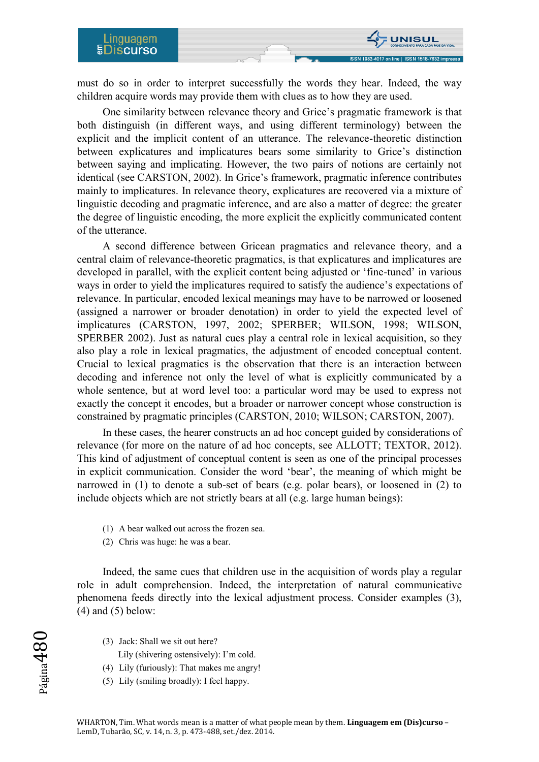must do so in order to interpret successfully the words they hear. Indeed, the way children acquire words may provide them with clues as to how they are used.

One similarity between relevance theory and Grice's pragmatic framework is that both distinguish (in different ways, and using different terminology) between the explicit and the implicit content of an utterance. The relevance-theoretic distinction between explicatures and implicatures bears some similarity to Grice's distinction between saying and implicating. However, the two pairs of notions are certainly not identical (see CARSTON, 2002). In Grice's framework, pragmatic inference contributes mainly to implicatures. In relevance theory, explicatures are recovered via a mixture of linguistic decoding and pragmatic inference, and are also a matter of degree: the greater the degree of linguistic encoding, the more explicit the explicitly communicated content of the utterance.

A second difference between Gricean pragmatics and relevance theory, and a central claim of relevance-theoretic pragmatics, is that explicatures and implicatures are developed in parallel, with the explicit content being adjusted or 'fine-tuned' in various ways in order to yield the implicatures required to satisfy the audience's expectations of relevance. In particular, encoded lexical meanings may have to be narrowed or loosened (assigned a narrower or broader denotation) in order to yield the expected level of implicatures (CARSTON, 1997, 2002; SPERBER; WILSON, 1998; WILSON, SPERBER 2002). Just as natural cues play a central role in lexical acquisition, so they also play a role in lexical pragmatics, the adjustment of encoded conceptual content. Crucial to lexical pragmatics is the observation that there is an interaction between decoding and inference not only the level of what is explicitly communicated by a whole sentence, but at word level too: a particular word may be used to express not exactly the concept it encodes, but a broader or narrower concept whose construction is constrained by pragmatic principles (CARSTON, 2010; WILSON; CARSTON, 2007).

In these cases, the hearer constructs an ad hoc concept guided by considerations of relevance (for more on the nature of ad hoc concepts, see ALLOTT; TEXTOR, 2012). This kind of adjustment of conceptual content is seen as one of the principal processes in explicit communication. Consider the word 'bear', the meaning of which might be narrowed in (1) to denote a sub-set of bears (e.g. polar bears), or loosened in (2) to include objects which are not strictly bears at all (e.g. large human beings):

(1) A bear walked out across the frozen sea.
(2) Chris was huge: he was a bear.

Indeed, the same cues that children use in the acquisition of words play a regular role in adult comprehension. Indeed, the interpretation of natural communicative phenomena feeds directly into the lexical adjustment process. Consider examples (3), (4) and (5) below:

(3) Jack: Shall we sit out here?
    Lily (shivering ostensively): I'm cold.
(4) Lily (furiously): That makes me angry!
(5) Lily (smiling broadly): I feel happy.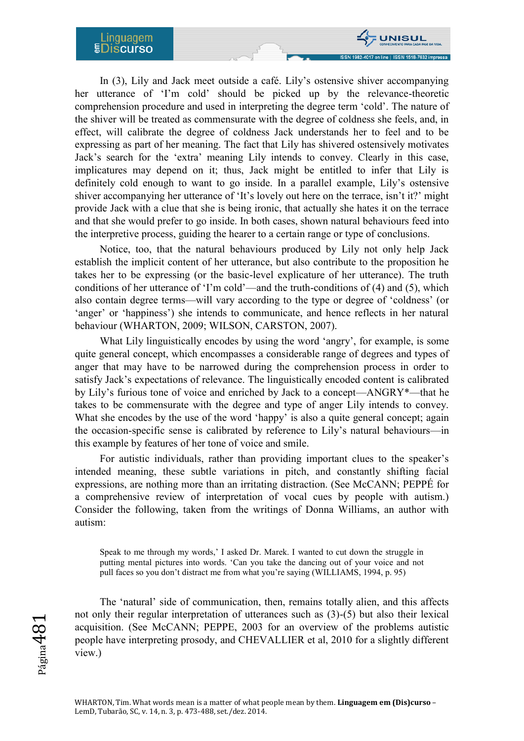In (3), Lily and Jack meet outside a café. Lily's ostensive shiver accompanying her utterance of 'I'm cold' should be picked up by the relevance-theoretic comprehension procedure and used in interpreting the degree term 'cold'. The nature of the shiver will be treated as commensurate with the degree of coldness she feels, and, in effect, will calibrate the degree of coldness Jack understands her to feel and to be expressing as part of her meaning. The fact that Lily has shivered ostensively motivates Jack's search for the 'extra' meaning Lily intends to convey. Clearly in this case, implicatures may depend on it; thus, Jack might be entitled to infer that Lily is definitely cold enough to want to go inside. In a parallel example, Lily's ostensive shiver accompanying her utterance of 'It's lovely out here on the terrace, isn't it?' might provide Jack with a clue that she is being ironic, that actually she hates it on the terrace and that she would prefer to go inside. In both cases, shown natural behaviours feed into the interpretive process, guiding the hearer to a certain range or type of conclusions.

Notice, too, that the natural behaviours produced by Lily not only help Jack establish the implicit content of her utterance, but also contribute to the proposition he takes her to be expressing (or the basic-level explicature of her utterance). The truth conditions of her utterance of 'I'm cold'—and the truth-conditions of (4) and (5), which also contain degree terms—will vary according to the type or degree of 'coldness' (or 'anger' or 'happiness') she intends to communicate, and hence reflects in her natural behaviour (WHARTON, 2009; WILSON, CARSTON, 2007).

What Lily linguistically encodes by using the word 'angry', for example, is some quite general concept, which encompasses a considerable range of degrees and types of anger that may have to be narrowed during the comprehension process in order to satisfy Jack's expectations of relevance. The linguistically encoded content is calibrated by Lily's furious tone of voice and enriched by Jack to a concept—ANGRY*—that he takes to be commensurate with the degree and type of anger Lily intends to convey. What she encodes by the use of the word 'happy' is also a quite general concept; again the occasion-specific sense is calibrated by reference to Lily's natural behaviours—in this example by features of her tone of voice and smile.

For autistic individuals, rather than providing important clues to the speaker's intended meaning, these subtle variations in pitch, and constantly shifting facial expressions, are nothing more than an irritating distraction. (See McCANN; PEPPÉ for a comprehensive review of interpretation of vocal cues by people with autism.) Consider the following, taken from the writings of Donna Williams, an author with autism:

> Speak to me through my words,' I asked Dr. Marek. I wanted to cut down the struggle in putting mental pictures into words. 'Can you take the dancing out of your voice and not pull faces so you don't distract me from what you're saying (WILLIAMS, 1994, p. 95)

The 'natural' side of communication, then, remains totally alien, and this affects not only their regular interpretation of utterances such as (3)-(5) but also their lexical acquisition. (See McCANN; PEPPE, 2003 for an overview of the problems autistic people have interpreting prosody, and CHEVALLIER et al, 2010 for a slightly different view.)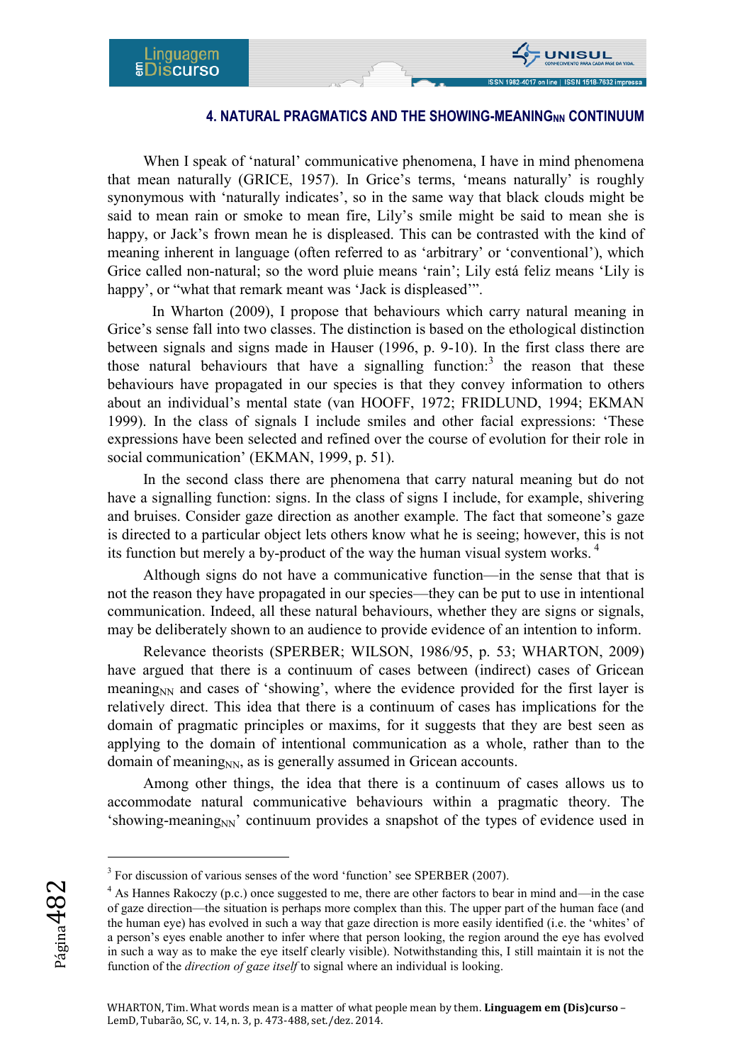## 4. NATURAL PRAGMATICS AND THE SHOWING-MEANING$_{NN}$ CONTINUUM

When I speak of 'natural' communicative phenomena, I have in mind phenomena that mean naturally (GRICE, 1957). In Grice's terms, 'means naturally' is roughly synonymous with 'naturally indicates', so in the same way that black clouds might be said to mean rain or smoke to mean fire, Lily's smile might be said to mean she is happy, or Jack's frown mean he is displeased. This can be contrasted with the kind of meaning inherent in language (often referred to as 'arbitrary' or 'conventional'), which Grice called non-natural; so the word pluie means 'rain'; Lily está feliz means 'Lily is happy', or "what that remark meant was 'Jack is displeased'".

In Wharton (2009), I propose that behaviours which carry natural meaning in Grice's sense fall into two classes. The distinction is based on the ethological distinction between signals and signs made in Hauser (1996, p. 9-10). In the first class there are those natural behaviours that have a signalling function:[3] the reason that these behaviours have propagated in our species is that they convey information to others about an individual's mental state (van HOOFF, 1972; FRIDLUND, 1994; EKMAN 1999). In the class of signals I include smiles and other facial expressions: 'These expressions have been selected and refined over the course of evolution for their role in social communication' (EKMAN, 1999, p. 51).

In the second class there are phenomena that carry natural meaning but do not have a signalling function: signs. In the class of signs I include, for example, shivering and bruises. Consider gaze direction as another example. The fact that someone's gaze is directed to a particular object lets others know what he is seeing; however, this is not its function but merely a by-product of the way the human visual system works.[4]

Although signs do not have a communicative function—in the sense that that is not the reason they have propagated in our species—they can be put to use in intentional communication. Indeed, all these natural behaviours, whether they are signs or signals, may be deliberately shown to an audience to provide evidence of an intention to inform.

Relevance theorists (SPERBER; WILSON, 1986/95, p. 53; WHARTON, 2009) have argued that there is a continuum of cases between (indirect) cases of Gricean meaning$_{NN}$ and cases of 'showing', where the evidence provided for the first layer is relatively direct. This idea that there is a continuum of cases has implications for the domain of pragmatic principles or maxims, for it suggests that they are best seen as applying to the domain of intentional communication as a whole, rather than to the domain of meaning$_{NN}$, as is generally assumed in Gricean accounts.

Among other things, the idea that there is a continuum of cases allows us to accommodate natural communicative behaviours within a pragmatic theory. The 'showing-meaning$_{NN}$' continuum provides a snapshot of the types of evidence used in

---

[3] For discussion of various senses of the word 'function' see SPERBER (2007).

[4] As Hannes Rakoczy (p.c.) once suggested to me, there are other factors to bear in mind and—in the case of gaze direction—the situation is perhaps more complex than this. The upper part of the human face (and the human eye) has evolved in such a way that gaze direction is more easily identified (i.e. the 'whites' of a person's eyes enable another to infer where that person looking, the region around the eye has evolved in such a way as to make the eye itself clearly visible). Notwithstanding this, I still maintain it is not the function of the *direction of gaze itself* to signal where an individual is looking.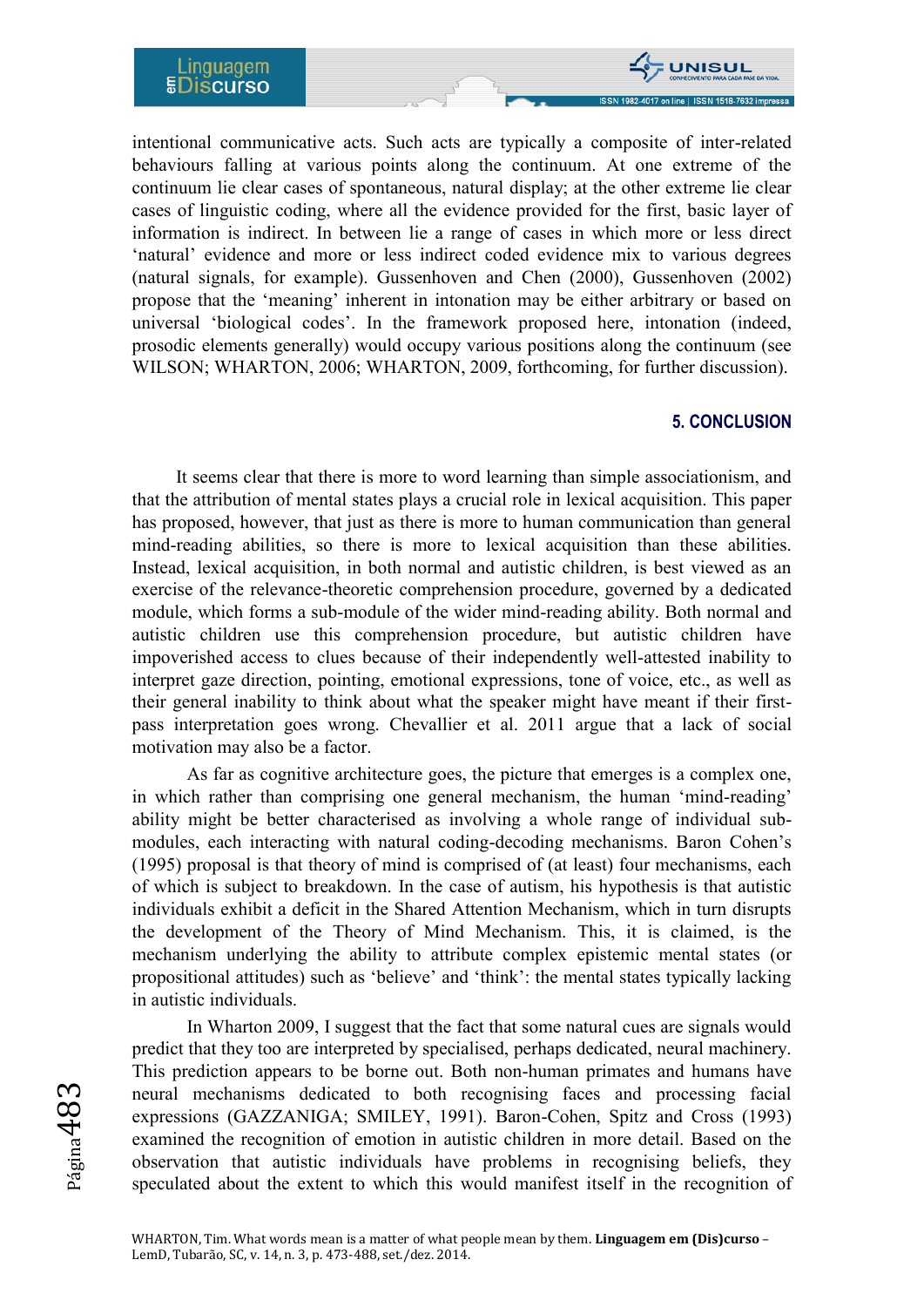intentional communicative acts. Such acts are typically a composite of inter-related behaviours falling at various points along the continuum. At one extreme of the continuum lie clear cases of spontaneous, natural display; at the other extreme lie clear cases of linguistic coding, where all the evidence provided for the first, basic layer of information is indirect. In between lie a range of cases in which more or less direct 'natural' evidence and more or less indirect coded evidence mix to various degrees (natural signals, for example). Gussenhoven and Chen (2000), Gussenhoven (2002) propose that the 'meaning' inherent in intonation may be either arbitrary or based on universal 'biological codes'. In the framework proposed here, intonation (indeed, prosodic elements generally) would occupy various positions along the continuum (see WILSON; WHARTON, 2006; WHARTON, 2009, forthcoming, for further discussion).

## 5. CONCLUSION

It seems clear that there is more to word learning than simple associationism, and that the attribution of mental states plays a crucial role in lexical acquisition. This paper has proposed, however, that just as there is more to human communication than general mind-reading abilities, so there is more to lexical acquisition than these abilities. Instead, lexical acquisition, in both normal and autistic children, is best viewed as an exercise of the relevance-theoretic comprehension procedure, governed by a dedicated module, which forms a sub-module of the wider mind-reading ability. Both normal and autistic children use this comprehension procedure, but autistic children have impoverished access to clues because of their independently well-attested inability to interpret gaze direction, pointing, emotional expressions, tone of voice, etc., as well as their general inability to think about what the speaker might have meant if their first-pass interpretation goes wrong. Chevallier et al. 2011 argue that a lack of social motivation may also be a factor.

As far as cognitive architecture goes, the picture that emerges is a complex one, in which rather than comprising one general mechanism, the human 'mind-reading' ability might be better characterised as involving a whole range of individual sub-modules, each interacting with natural coding-decoding mechanisms. Baron Cohen's (1995) proposal is that theory of mind is comprised of (at least) four mechanisms, each of which is subject to breakdown. In the case of autism, his hypothesis is that autistic individuals exhibit a deficit in the Shared Attention Mechanism, which in turn disrupts the development of the Theory of Mind Mechanism. This, it is claimed, is the mechanism underlying the ability to attribute complex epistemic mental states (or propositional attitudes) such as 'believe' and 'think': the mental states typically lacking in autistic individuals.

In Wharton 2009, I suggest that the fact that some natural cues are signals would predict that they too are interpreted by specialised, perhaps dedicated, neural machinery. This prediction appears to be borne out. Both non-human primates and humans have neural mechanisms dedicated to both recognising faces and processing facial expressions (GAZZANIGA; SMILEY, 1991). Baron-Cohen, Spitz and Cross (1993) examined the recognition of emotion in autistic children in more detail. Based on the observation that autistic individuals have problems in recognising beliefs, they speculated about the extent to which this would manifest itself in the recognition of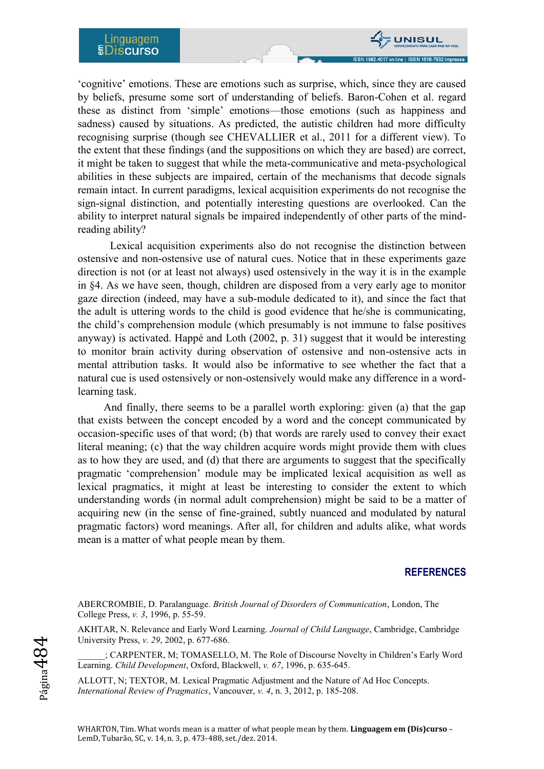'cognitive' emotions. These are emotions such as surprise, which, since they are caused by beliefs, presume some sort of understanding of beliefs. Baron-Cohen et al. regard these as distinct from 'simple' emotions—those emotions (such as happiness and sadness) caused by situations. As predicted, the autistic children had more difficulty recognising surprise (though see CHEVALLIER et al., 2011 for a different view). To the extent that these findings (and the suppositions on which they are based) are correct, it might be taken to suggest that while the meta-communicative and meta-psychological abilities in these subjects are impaired, certain of the mechanisms that decode signals remain intact. In current paradigms, lexical acquisition experiments do not recognise the sign-signal distinction, and potentially interesting questions are overlooked. Can the ability to interpret natural signals be impaired independently of other parts of the mind-reading ability?

Lexical acquisition experiments also do not recognise the distinction between ostensive and non-ostensive use of natural cues. Notice that in these experiments gaze direction is not (or at least not always) used ostensively in the way it is in the example in §4. As we have seen, though, children are disposed from a very early age to monitor gaze direction (indeed, may have a sub-module dedicated to it), and since the fact that the adult is uttering words to the child is good evidence that he/she is communicating, the child's comprehension module (which presumably is not immune to false positives anyway) is activated. Happé and Loth (2002, p. 31) suggest that it would be interesting to monitor brain activity during observation of ostensive and non-ostensive acts in mental attribution tasks. It would also be informative to see whether the fact that a natural cue is used ostensively or non-ostensively would make any difference in a word-learning task.

And finally, there seems to be a parallel worth exploring: given (a) that the gap that exists between the concept encoded by a word and the concept communicated by occasion-specific uses of that word; (b) that words are rarely used to convey their exact literal meaning; (c) that the way children acquire words might provide them with clues as to how they are used, and (d) that there are arguments to suggest that the specifically pragmatic 'comprehension' module may be implicated lexical acquisition as well as lexical pragmatics, it might at least be interesting to consider the extent to which understanding words (in normal adult comprehension) might be said to be a matter of acquiring new (in the sense of fine-grained, subtly nuanced and modulated by natural pragmatic factors) word meanings. After all, for children and adults alike, what words mean is a matter of what people mean by them.

## REFERENCES

ABERCROMBIE, D. Paralanguage. *British Journal of Disorders of Communication*, London, The College Press, *v. 3*, 1996, p. 55-59.

AKHTAR, N. Relevance and Early Word Learning. *Journal of Child Language*, Cambridge, Cambridge University Press, *v. 29*, 2002, p. 677-686.

______; CARPENTER, M; TOMASELLO, M. The Role of Discourse Novelty in Children's Early Word Learning. *Child Development*, Oxford, Blackwell, *v. 67*, 1996, p. 635-645.

ALLOTT, N; TEXTOR, M. Lexical Pragmatic Adjustment and the Nature of Ad Hoc Concepts. *International Review of Pragmatics*, Vancouver, *v. 4*, n. 3, 2012, p. 185-208.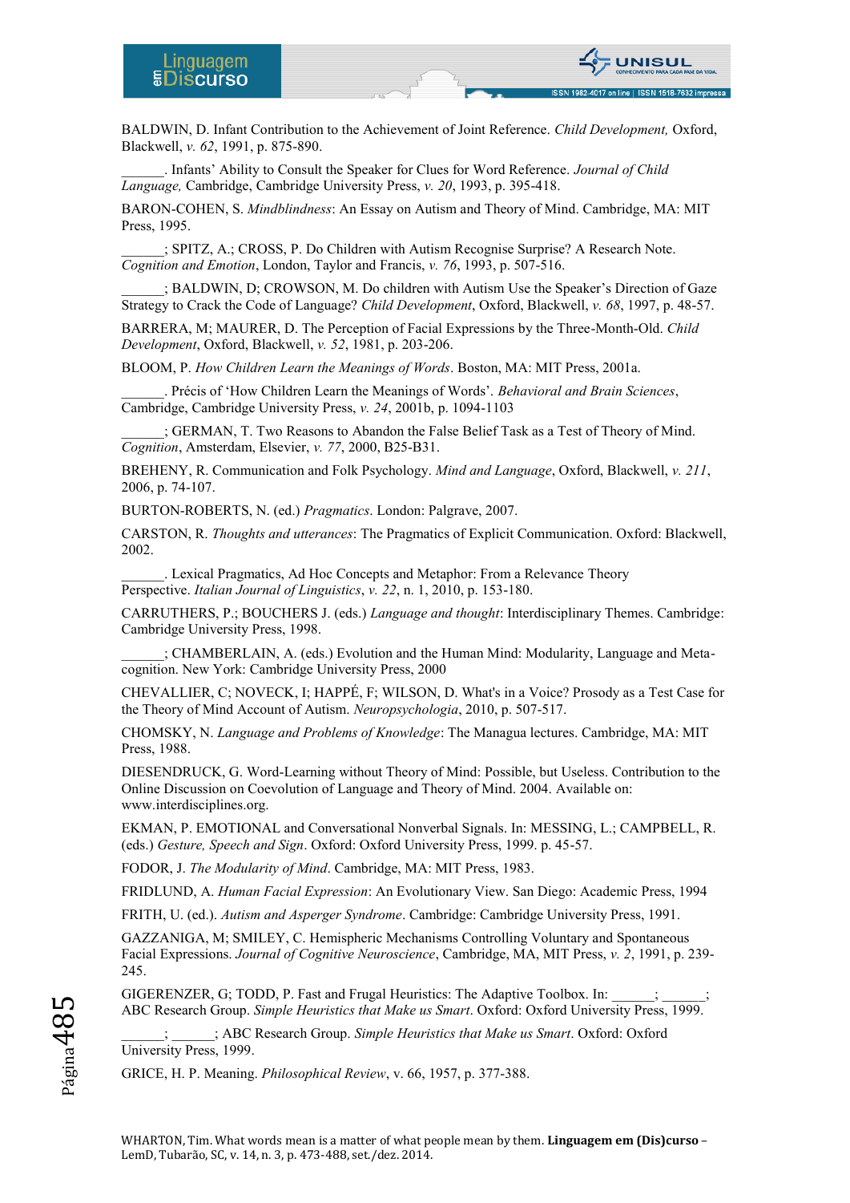BALDWIN, D. Infant Contribution to the Achievement of Joint Reference. *Child Development,* Oxford, Blackwell, *v. 62*, 1991, p. 875-890.

______. Infants' Ability to Consult the Speaker for Clues for Word Reference. *Journal of Child Language,* Cambridge, Cambridge University Press, *v. 20*, 1993, p. 395-418.

BARON-COHEN, S. *Mindblindness*: An Essay on Autism and Theory of Mind. Cambridge, MA: MIT Press, 1995.

______; SPITZ, A.; CROSS, P. Do Children with Autism Recognise Surprise? A Research Note. *Cognition and Emotion*, London, Taylor and Francis, *v. 76*, 1993, p. 507-516.

______; BALDWIN, D; CROWSON, M. Do children with Autism Use the Speaker's Direction of Gaze Strategy to Crack the Code of Language? *Child Development*, Oxford, Blackwell, *v. 68*, 1997, p. 48-57.

BARRERA, M; MAURER, D. The Perception of Facial Expressions by the Three-Month-Old. *Child Development*, Oxford, Blackwell, *v. 52*, 1981, p. 203-206.

BLOOM, P. *How Children Learn the Meanings of Words*. Boston, MA: MIT Press, 2001a.

______. Précis of 'How Children Learn the Meanings of Words'. *Behavioral and Brain Sciences*, Cambridge, Cambridge University Press, *v. 24*, 2001b, p. 1094-1103

______; GERMAN, T. Two Reasons to Abandon the False Belief Task as a Test of Theory of Mind. *Cognition*, Amsterdam, Elsevier, *v. 77*, 2000, B25-B31.

BREHENY, R. Communication and Folk Psychology. *Mind and Language*, Oxford, Blackwell, *v. 211*, 2006, p. 74-107.

BURTON-ROBERTS, N. (ed.) *Pragmatics*. London: Palgrave, 2007.

CARSTON, R. *Thoughts and utterances*: The Pragmatics of Explicit Communication. Oxford: Blackwell, 2002.

______. Lexical Pragmatics, Ad Hoc Concepts and Metaphor: From a Relevance Theory Perspective. *Italian Journal of Linguistics*, *v. 22*, n. 1, 2010, p. 153-180.

CARRUTHERS, P.; BOUCHERS J. (eds.) *Language and thought*: Interdisciplinary Themes. Cambridge: Cambridge University Press, 1998.

______; CHAMBERLAIN, A. (eds.) Evolution and the Human Mind: Modularity, Language and Meta-cognition. New York: Cambridge University Press, 2000

CHEVALLIER, C; NOVECK, I; HAPPÉ, F; WILSON, D. What's in a Voice? Prosody as a Test Case for the Theory of Mind Account of Autism. *Neuropsychologia*, 2010, p. 507-517.

CHOMSKY, N. *Language and Problems of Knowledge*: The Managua lectures. Cambridge, MA: MIT Press, 1988.

DIESENDRUCK, G. Word-Learning without Theory of Mind: Possible, but Useless. Contribution to the Online Discussion on Coevolution of Language and Theory of Mind. 2004. Available on: www.interdisciplines.org.

EKMAN, P. EMOTIONAL and Conversational Nonverbal Signals. In: MESSING, L.; CAMPBELL, R. (eds.) *Gesture, Speech and Sign*. Oxford: Oxford University Press, 1999. p. 45-57.

FODOR, J. *The Modularity of Mind*. Cambridge, MA: MIT Press, 1983.

FRIDLUND, A. *Human Facial Expression*: An Evolutionary View. San Diego: Academic Press, 1994

FRITH, U. (ed.). *Autism and Asperger Syndrome*. Cambridge: Cambridge University Press, 1991.

GAZZANIGA, M; SMILEY, C. Hemispheric Mechanisms Controlling Voluntary and Spontaneous Facial Expressions. *Journal of Cognitive Neuroscience*, Cambridge, MA, MIT Press, *v. 2*, 1991, p. 239-245.

GIGERENZER, G; TODD, P. Fast and Frugal Heuristics: The Adaptive Toolbox. In: ______; ______; ABC Research Group. *Simple Heuristics that Make us Smart*. Oxford: Oxford University Press, 1999.

______; ______; ABC Research Group. *Simple Heuristics that Make us Smart*. Oxford: Oxford University Press, 1999.

GRICE, H. P. Meaning. *Philosophical Review*, v. 66, 1957, p. 377-388.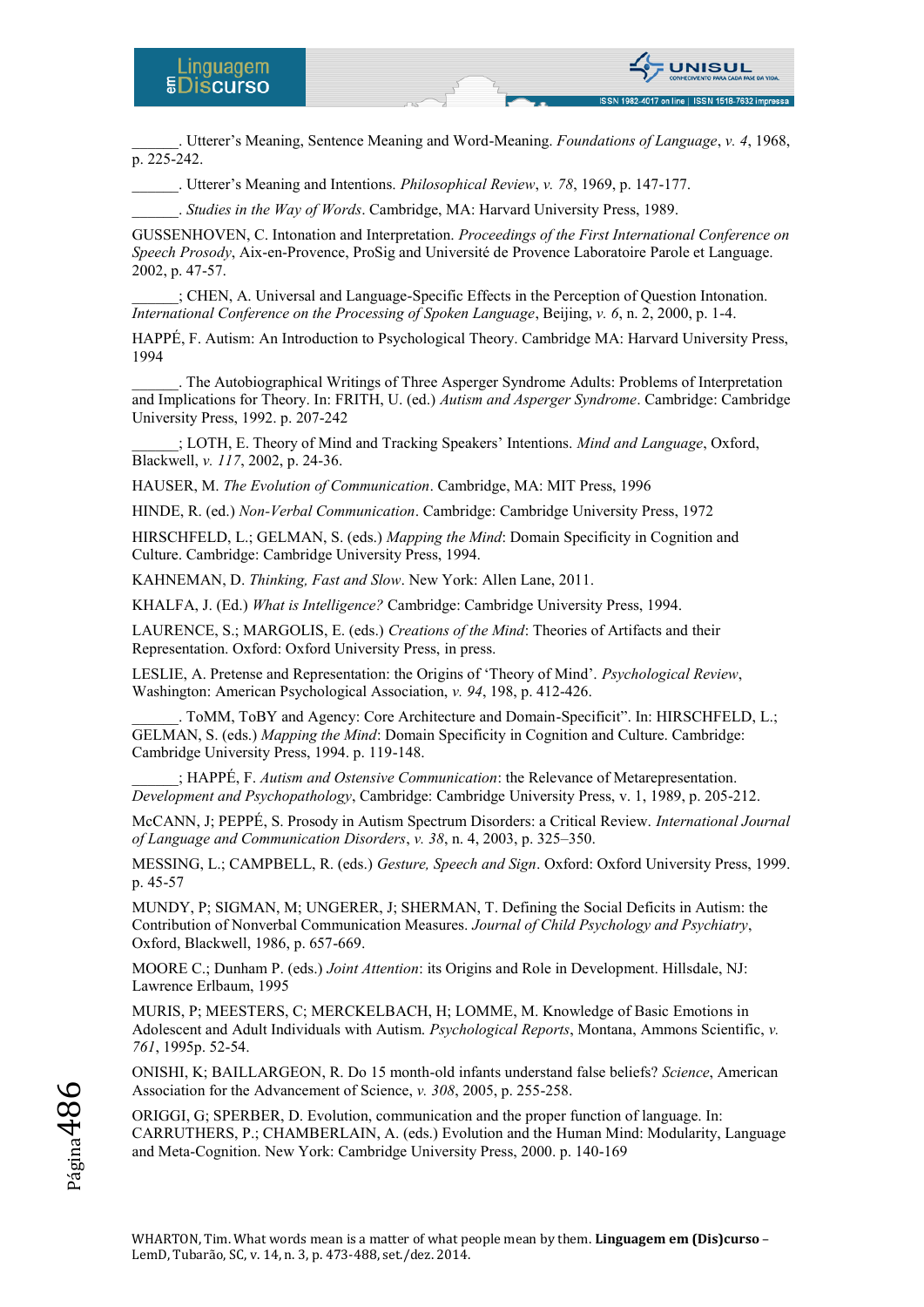______. Utterer's Meaning, Sentence Meaning and Word-Meaning. *Foundations of Language*, *v. 4*, 1968, p. 225-242.

______. Utterer's Meaning and Intentions. *Philosophical Review*, *v. 78*, 1969, p. 147-177.

______. *Studies in the Way of Words*. Cambridge, MA: Harvard University Press, 1989.

GUSSENHOVEN, C. Intonation and Interpretation. *Proceedings of the First International Conference on Speech Prosody*, Aix-en-Provence, ProSig and Université de Provence Laboratoire Parole et Language. 2002, p. 47-57.

______; CHEN, A. Universal and Language-Specific Effects in the Perception of Question Intonation. *International Conference on the Processing of Spoken Language*, Beijing, *v. 6*, n. 2, 2000, p. 1-4.

HAPPÉ, F. Autism: An Introduction to Psychological Theory. Cambridge MA: Harvard University Press, 1994

______. The Autobiographical Writings of Three Asperger Syndrome Adults: Problems of Interpretation and Implications for Theory. In: FRITH, U. (ed.) *Autism and Asperger Syndrome*. Cambridge: Cambridge University Press, 1992. p. 207-242

______; LOTH, E. Theory of Mind and Tracking Speakers' Intentions. *Mind and Language*, Oxford, Blackwell, *v. 117*, 2002, p. 24-36.

HAUSER, M. *The Evolution of Communication*. Cambridge, MA: MIT Press, 1996

HINDE, R. (ed.) *Non-Verbal Communication*. Cambridge: Cambridge University Press, 1972

HIRSCHFELD, L.; GELMAN, S. (eds.) *Mapping the Mind*: Domain Specificity in Cognition and Culture. Cambridge: Cambridge University Press, 1994.

KAHNEMAN, D. *Thinking, Fast and Slow*. New York: Allen Lane, 2011.

KHALFA, J. (Ed.) *What is Intelligence?* Cambridge: Cambridge University Press, 1994.

LAURENCE, S.; MARGOLIS, E. (eds.) *Creations of the Mind*: Theories of Artifacts and their Representation. Oxford: Oxford University Press, in press.

LESLIE, A. Pretense and Representation: the Origins of 'Theory of Mind'. *Psychological Review*, Washington: American Psychological Association, *v. 94*, 198, p. 412-426.

______. ToMM, ToBY and Agency: Core Architecture and Domain-Specificit". In: HIRSCHFELD, L.; GELMAN, S. (eds.) *Mapping the Mind*: Domain Specificity in Cognition and Culture. Cambridge: Cambridge University Press, 1994. p. 119-148.

______; HAPPÉ, F. *Autism and Ostensive Communication*: the Relevance of Metarepresentation. *Development and Psychopathology*, Cambridge: Cambridge University Press, v. 1, 1989, p. 205-212.

McCANN, J; PEPPÉ, S. Prosody in Autism Spectrum Disorders: a Critical Review. *International Journal of Language and Communication Disorders*, *v. 38*, n. 4, 2003, p. 325–350.

MESSING, L.; CAMPBELL, R. (eds.) *Gesture, Speech and Sign*. Oxford: Oxford University Press, 1999. p. 45-57

MUNDY, P; SIGMAN, M; UNGERER, J; SHERMAN, T. Defining the Social Deficits in Autism: the Contribution of Nonverbal Communication Measures. *Journal of Child Psychology and Psychiatry*, Oxford, Blackwell, 1986, p. 657-669.

MOORE C.; Dunham P. (eds.) *Joint Attention*: its Origins and Role in Development. Hillsdale, NJ: Lawrence Erlbaum, 1995

MURIS, P; MEESTERS, C; MERCKELBACH, H; LOMME, M. Knowledge of Basic Emotions in Adolescent and Adult Individuals with Autism. *Psychological Reports*, Montana, Ammons Scientific, *v. 761*, 1995p. 52-54.

ONISHI, K; BAILLARGEON, R. Do 15 month-old infants understand false beliefs? *Science*, American Association for the Advancement of Science, *v. 308*, 2005, p. 255-258.

ORIGGI, G; SPERBER, D. Evolution, communication and the proper function of language. In: CARRUTHERS, P.; CHAMBERLAIN, A. (eds.) Evolution and the Human Mind: Modularity, Language and Meta-Cognition. New York: Cambridge University Press, 2000. p. 140-169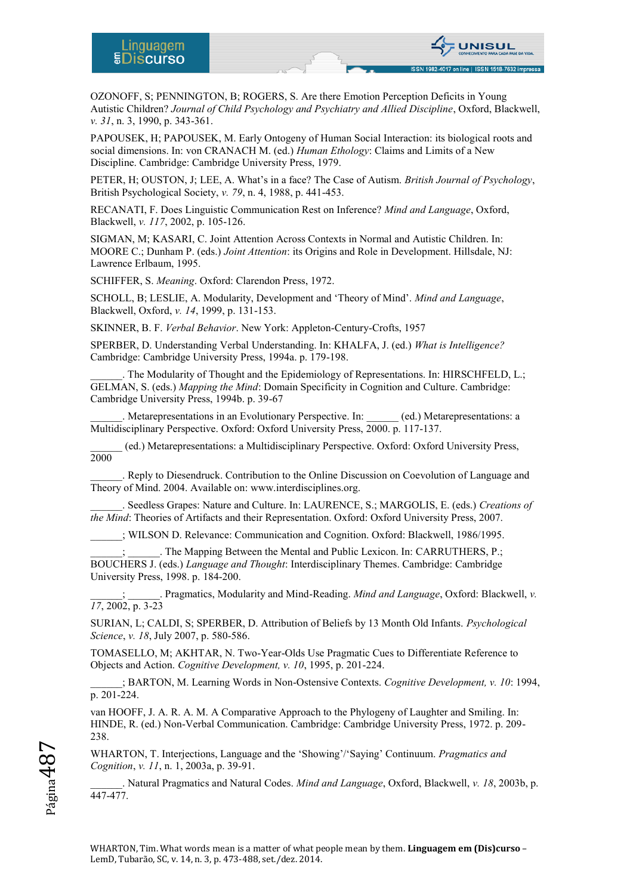OZONOFF, S; PENNINGTON, B; ROGERS, S. Are there Emotion Perception Deficits in Young Autistic Children? *Journal of Child Psychology and Psychiatry and Allied Discipline*, Oxford, Blackwell, *v. 31*, n. 3, 1990, p. 343-361.

PAPOUSEK, H; PAPOUSEK, M. Early Ontogeny of Human Social Interaction: its biological roots and social dimensions. In: von CRANACH M. (ed.) *Human Ethology*: Claims and Limits of a New Discipline. Cambridge: Cambridge University Press, 1979.

PETER, H; OUSTON, J; LEE, A. What's in a face? The Case of Autism. *British Journal of Psychology*, British Psychological Society, *v. 79*, n. 4, 1988, p. 441-453.

RECANATI, F. Does Linguistic Communication Rest on Inference? *Mind and Language*, Oxford, Blackwell, *v. 117*, 2002, p. 105-126.

SIGMAN, M; KASARI, C. Joint Attention Across Contexts in Normal and Autistic Children. In: MOORE C.; Dunham P. (eds.) *Joint Attention*: its Origins and Role in Development. Hillsdale, NJ: Lawrence Erlbaum, 1995.

SCHIFFER, S. *Meaning*. Oxford: Clarendon Press, 1972.

SCHOLL, B; LESLIE, A. Modularity, Development and 'Theory of Mind'. *Mind and Language*, Blackwell, Oxford, *v. 14*, 1999, p. 131-153.

SKINNER, B. F. *Verbal Behavior*. New York: Appleton-Century-Crofts, 1957

SPERBER, D. Understanding Verbal Understanding. In: KHALFA, J. (ed.) *What is Intelligence?* Cambridge: Cambridge University Press, 1994a. p. 179-198.

______. The Modularity of Thought and the Epidemiology of Representations. In: HIRSCHFELD, L.; GELMAN, S. (eds.) *Mapping the Mind*: Domain Specificity in Cognition and Culture. Cambridge: Cambridge University Press, 1994b. p. 39-67

______. Metarepresentations in an Evolutionary Perspective. In: ______ (ed.) Metarepresentations: a Multidisciplinary Perspective. Oxford: Oxford University Press, 2000. p. 117-137.

______ (ed.) Metarepresentations: a Multidisciplinary Perspective. Oxford: Oxford University Press, 2000

______. Reply to Diesendruck. Contribution to the Online Discussion on Coevolution of Language and Theory of Mind. 2004. Available on: www.interdisciplines.org.

______. Seedless Grapes: Nature and Culture. In: LAURENCE, S.; MARGOLIS, E. (eds.) *Creations of the Mind*: Theories of Artifacts and their Representation. Oxford: Oxford University Press, 2007.

______; WILSON D. Relevance: Communication and Cognition. Oxford: Blackwell, 1986/1995.

______; ______. The Mapping Between the Mental and Public Lexicon. In: CARRUTHERS, P.; BOUCHERS J. (eds.) *Language and Thought*: Interdisciplinary Themes. Cambridge: Cambridge University Press, 1998. p. 184-200.

______; ______. Pragmatics, Modularity and Mind-Reading. *Mind and Language*, Oxford: Blackwell, *v. 17*, 2002, p. 3-23

SURIAN, L; CALDI, S; SPERBER, D. Attribution of Beliefs by 13 Month Old Infants. *Psychological Science*, *v. 18*, July 2007, p. 580-586.

TOMASELLO, M; AKHTAR, N. Two-Year-Olds Use Pragmatic Cues to Differentiate Reference to Objects and Action. *Cognitive Development, v. 10*, 1995, p. 201-224.

______; BARTON, M. Learning Words in Non-Ostensive Contexts. *Cognitive Development, v. 10*: 1994, p. 201-224.

van HOOFF, J. A. R. A. M. A Comparative Approach to the Phylogeny of Laughter and Smiling. In: HINDE, R. (ed.) Non-Verbal Communication. Cambridge: Cambridge University Press, 1972. p. 209-238.

WHARTON, T. Interjections, Language and the 'Showing'/'Saying' Continuum. *Pragmatics and Cognition*, *v. 11*, n. 1, 2003a, p. 39-91.

______. Natural Pragmatics and Natural Codes. *Mind and Language*, Oxford, Blackwell, *v. 18*, 2003b, p. 447-477.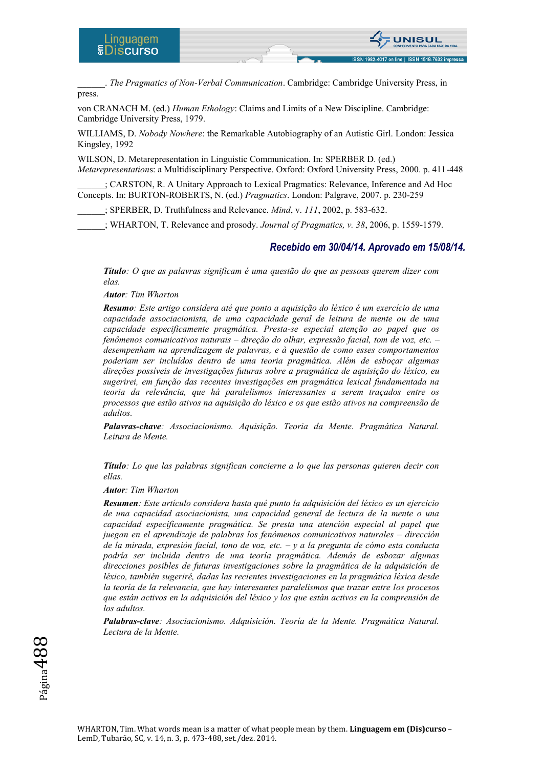______. *The Pragmatics of Non-Verbal Communication*. Cambridge: Cambridge University Press, in press.

von CRANACH M. (ed.) *Human Ethology*: Claims and Limits of a New Discipline. Cambridge: Cambridge University Press, 1979.

WILLIAMS, D. *Nobody Nowhere*: the Remarkable Autobiography of an Autistic Girl. London: Jessica Kingsley, 1992

WILSON, D. Metarepresentation in Linguistic Communication. In: SPERBER D. (ed.) *Metarepresentations*: a Multidisciplinary Perspective. Oxford: Oxford University Press, 2000. p. 411-448

______; CARSTON, R. A Unitary Approach to Lexical Pragmatics: Relevance, Inference and Ad Hoc Concepts. In: BURTON-ROBERTS, N. (ed.) *Pragmatics*. London: Palgrave, 2007. p. 230-259

______; SPERBER, D. Truthfulness and Relevance. *Mind*, v. *111*, 2002, p. 583-632.

______; WHARTON, T. Relevance and prosody. *Journal of Pragmatics, v. 38*, 2006, p. 1559-1579.

***Recebido em 30/04/14. Aprovado em 15/08/14.***

***Título**: O que as palavras significam é uma questão do que as pessoas querem dizer com elas.*

***Autor**: Tim Wharton*

***Resumo**: Este artigo considera até que ponto a aquisição do léxico é um exercício de uma capacidade associacionista, de uma capacidade geral de leitura de mente ou de uma capacidade especificamente pragmática. Presta-se especial atenção ao papel que os fenômenos comunicativos naturais – direção do olhar, expressão facial, tom de voz, etc. – desempenham na aprendizagem de palavras, e à questão de como esses comportamentos poderiam ser incluídos dentro de uma teoria pragmática. Além de esboçar algumas direções possíveis de investigações futuras sobre a pragmática de aquisição do léxico, eu sugerirei, em função das recentes investigações em pragmática lexical fundamentada na teoria da relevância, que há paralelismos interessantes a serem traçados entre os processos que estão ativos na aquisição do léxico e os que estão ativos na compreensão de adultos.*

***Palavras-chave**: Associacionismo. Aquisição. Teoria da Mente. Pragmática Natural. Leitura de Mente.*

***Título**: Lo que las palabras significan concierne a lo que las personas quieren decir con ellas.*

***Autor**: Tim Wharton*

***Resumen**: Este artículo considera hasta qué punto la adquisición del léxico es un ejercicio de una capacidad asociacionista, una capacidad general de lectura de la mente o una capacidad específicamente pragmática. Se presta una atención especial al papel que juegan en el aprendizaje de palabras los fenómenos comunicativos naturales – dirección de la mirada, expresión facial, tono de voz, etc. – y a la pregunta de cómo esta conducta podría ser incluida dentro de una teoría pragmática. Además de esbozar algunas direcciones posibles de futuras investigaciones sobre la pragmática de la adquisición de léxico, también sugeriré, dadas las recientes investigaciones en la pragmática léxica desde la teoría de la relevancia, que hay interesantes paralelismos que trazar entre los procesos que están activos en la adquisición del léxico y los que están activos en la comprensión de los adultos.*

***Palabras-clave**: Asociacionismo. Adquisición. Teoría de la Mente. Pragmática Natural. Lectura de la Mente.*